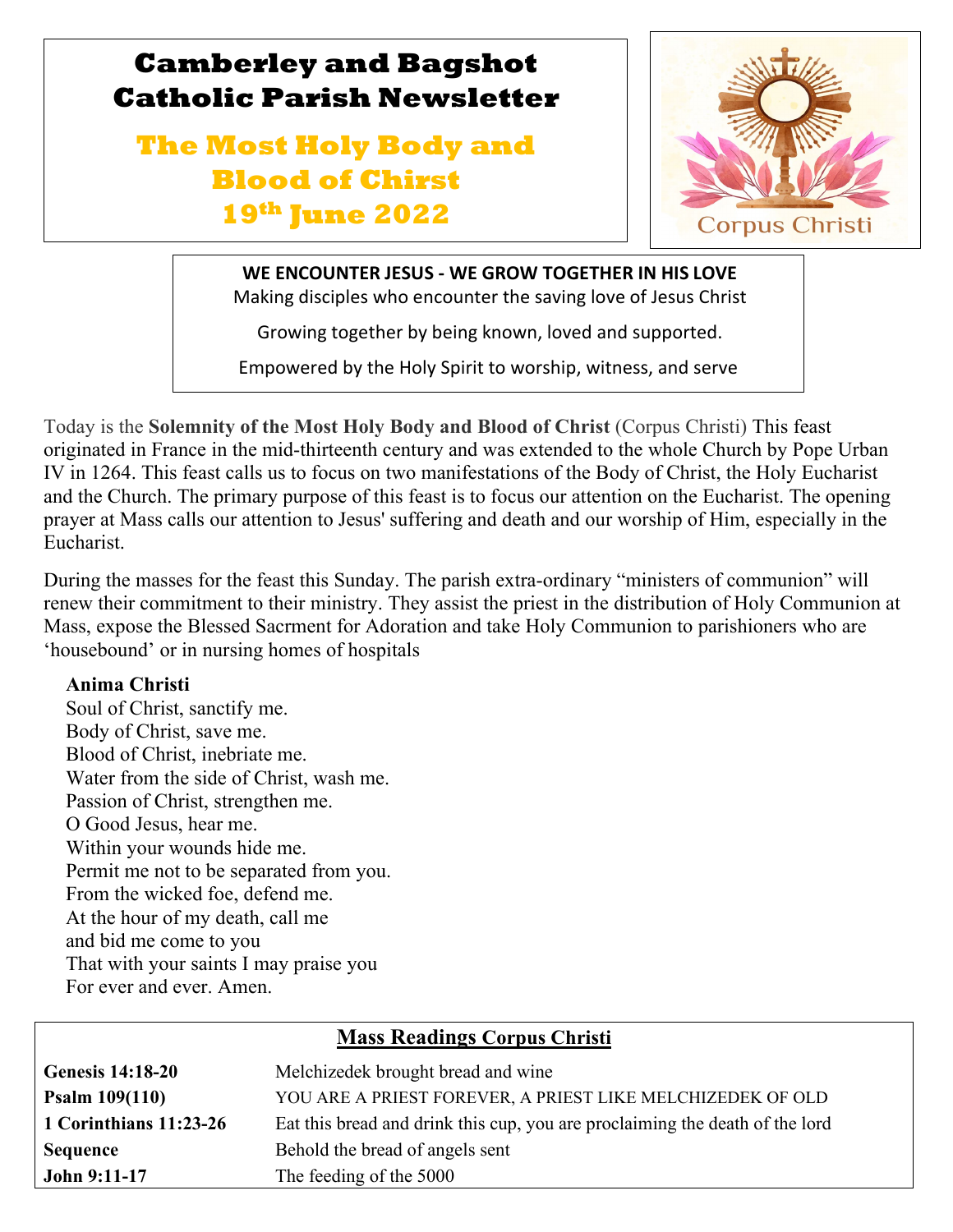# Camberley and Bagshot Catholic Parish Newsletter

## The Most Holy Body and Blood of Chirst 19th June 2022

Corpus Christi

**WE ENCOUNTER JESUS - WE GROW TOGETHER IN HIS LOVE**

Making disciples who encounter the saving love of Jesus Christ

Growing together by being known, loved and supported.

Empowered by the Holy Spirit to worship, witness, and serve

Today is the **Solemnity of the Most Holy Body and Blood of Christ** (Corpus Christi) This feast originated in France in the mid-thirteenth century and was extended to the whole Church by Pope Urban IV in 1264. This feast calls us to focus on two manifestations of the Body of Christ, the Holy Eucharist and the Church. The primary purpose of this feast is to focus our attention on the Eucharist. The opening prayer at Mass calls our attention to Jesus' suffering and death and our worship of Him, especially in the Eucharist.

During the masses for the feast this Sunday. The parish extra-ordinary "ministers of communion" will renew their commitment to their ministry. They assist the priest in the distribution of Holy Communion at Mass, expose the Blessed Sacrment for Adoration and take Holy Communion to parishioners who are 'housebound' or in nursing homes of hospitals

**Anima Christi**

Soul of Christ, sanctify me.
Body of Christ, save me.
Blood of Christ, inebriate me.
Water from the side of Christ, wash me.
Passion of Christ, strengthen me.
O Good Jesus, hear me.
Within your wounds hide me.
Permit me not to be separated from you.
From the wicked foe, defend me.
At the hour of my death, call me
and bid me come to you
That with your saints I may praise you
For ever and ever. Amen.

**Mass Readings Corpus Christi**

| | |
|---|---|
| **Genesis 14:18-20** | Melchizedek brought bread and wine |
| **Psalm 109(110)** | YOU ARE A PRIEST FOREVER, A PRIEST LIKE MELCHIZEDEK OF OLD |
| **1 Corinthians 11:23-26** | Eat this bread and drink this cup, you are proclaiming the death of the lord |
| **Sequence** | Behold the bread of angels sent |
| **John 9:11-17** | The feeding of the 5000 |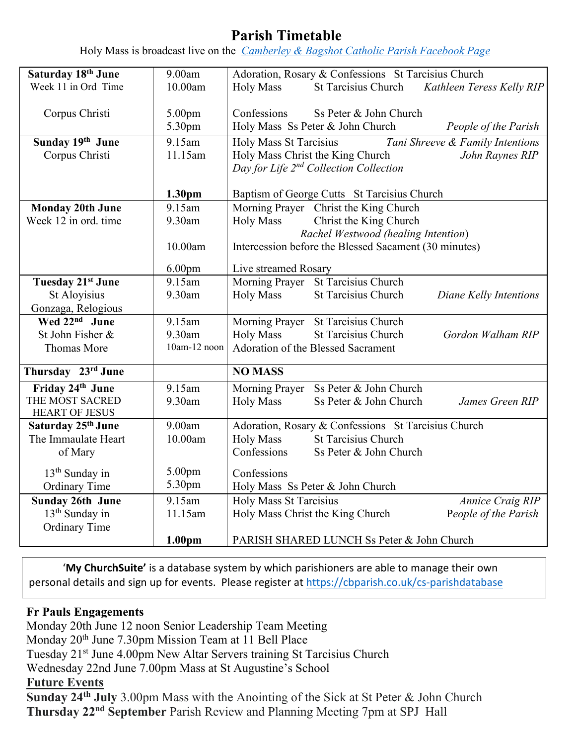# Parish Timetable

Holy Mass is broadcast live on the [Camberley & Bagshot Catholic Parish Facebook Page]()

| Day | Time | Event |
|---|---|---|
| **Saturday 18th June** Week 11 in Ord Time | 9.00am | Adoration, Rosary & Confessions St Tarcisius Church |
| | 10.00am | Holy Mass St Tarcisius Church *Kathleen Teress Kelly RIP* |
| Corpus Christi | 5.00pm | Confessions Ss Peter & John Church |
| | 5.30pm | Holy Mass Ss Peter & John Church *People of the Parish* |
| **Sunday 19th June** Corpus Christi | 9.15am | Holy Mass St Tarcisius *Tani Shreeve & Family Intentions* |
| | 11.15am | Holy Mass Christ the King Church *John Raynes RIP* |
| | | *Day for Life 2nd Collection Collection* |
| | **1.30pm** | Baptism of George Cutts St Tarcisius Church |
| **Monday 20th June** Week 12 in ord. time | 9.15am | Morning Prayer Christ the King Church |
| | 9.30am | Holy Mass Christ the King Church *Rachel Westwood (healing Intention)* |
| | 10.00am | Intercession before the Blessed Sacament (30 minutes) |
| | 6.00pm | Live streamed Rosary |
| **Tuesday 21st June** St Aloyisius Gonzaga, Relogious | 9.15am | Morning Prayer St Tarcisius Church |
| | 9.30am | Holy Mass St Tarcisius Church *Diane Kelly Intentions* |
| **Wed 22nd June** St John Fisher & Thomas More | 9.15am | Morning Prayer St Tarcisius Church |
| | 9.30am | Holy Mass St Tarcisius Church *Gordon Walham RIP* |
| | 10am-12 noon | Adoration of the Blessed Sacrament |
| **Thursday 23rd June** | | **NO MASS** |
| **Friday 24th June** THE MOST SACRED HEART OF JESUS | 9.15am | Morning Prayer Ss Peter & John Church |
| | 9.30am | Holy Mass Ss Peter & John Church *James Green RIP* |
| **Saturday 25th June** The Immaulate Heart of Mary | 9.00am | Adoration, Rosary & Confessions St Tarcisius Church |
| | 10.00am | Holy Mass St Tarcisius Church |
| | | Confessions Ss Peter & John Church |
| 13th Sunday in Ordinary Time | 5.00pm | Confessions |
| | 5.30pm | Holy Mass Ss Peter & John Church |
| **Sunday 26th June** 13th Sunday in Ordinary Time | 9.15am | Holy Mass St Tarcisius *Annice Craig RIP* |
| | 11.15am | Holy Mass Christ the King Church *People of the Parish* |
| | **1.00pm** | PARISH SHARED LUNCH Ss Peter & John Church |

'**My ChurchSuite'** is a database system by which parishioners are able to manage their own personal details and sign up for events. Please register at https://cbparish.co.uk/cs-parishdatabase

**Fr Pauls Engagements**

Monday 20th June 12 noon Senior Leadership Team Meeting
Monday 20th June 7.30pm Mission Team at 11 Bell Place
Tuesday 21st June 4.00pm New Altar Servers training St Tarcisius Church
Wednesday 22nd June 7.00pm Mass at St Augustine's School

**Future Events**

**Sunday 24th July** 3.00pm Mass with the Anointing of the Sick at St Peter & John Church
**Thursday 22nd September** Parish Review and Planning Meeting 7pm at SPJ Hall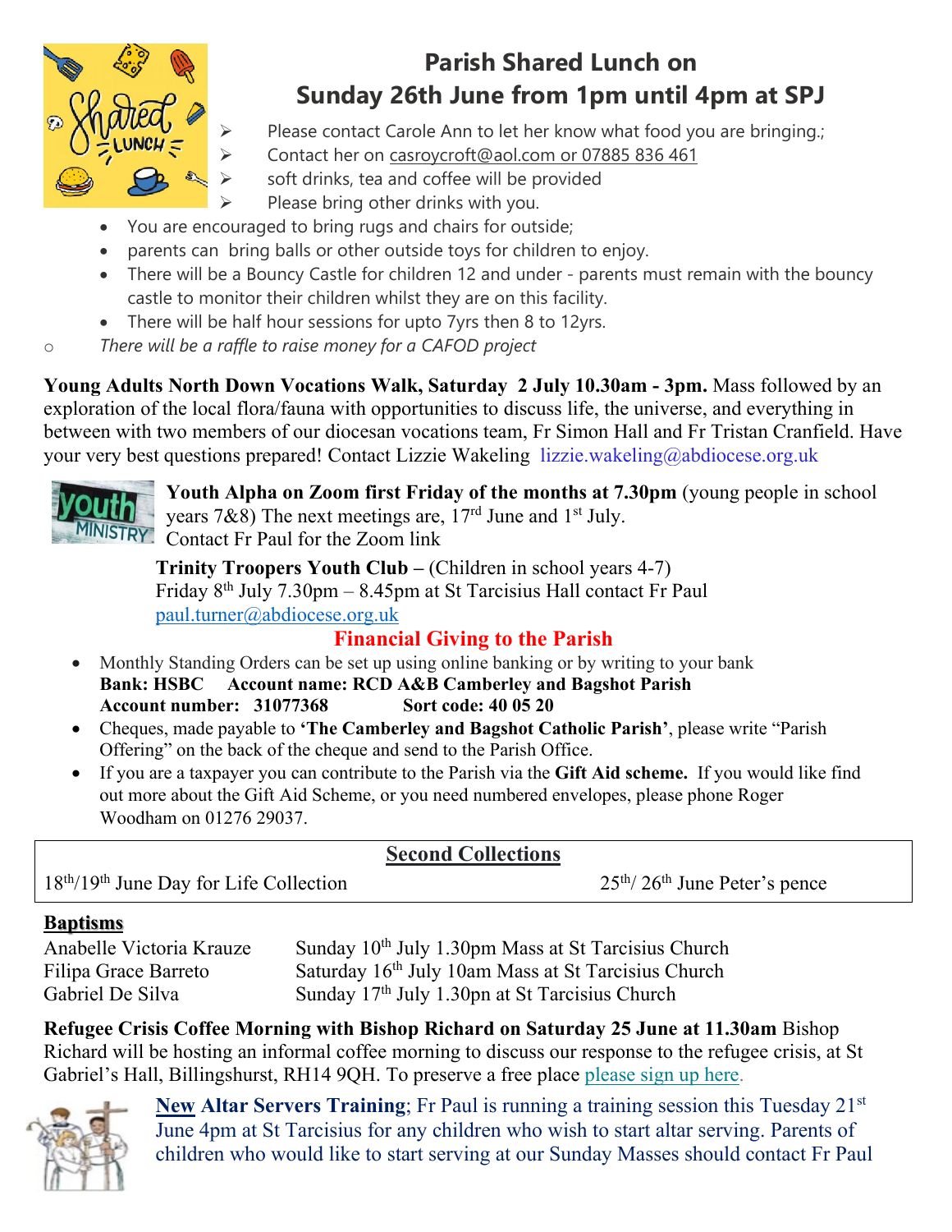## Parish Shared Lunch on Sunday 26th June from 1pm until 4pm at SPJ

- Please contact Carole Ann to let her know what food you are bringing.;
- Contact her on casroycroft@aol.com or 07885 836 461
- soft drinks, tea and coffee will be provided
- Please bring other drinks with you.
- You are encouraged to bring rugs and chairs for outside;
- parents can bring balls or other outside toys for children to enjoy.
- There will be a Bouncy Castle for children 12 and under - parents must remain with the bouncy castle to monitor their children whilst they are on this facility.
- There will be half hour sessions for upto 7yrs then 8 to 12yrs.

*There will be a raffle to raise money for a CAFOD project*

**Young Adults North Down Vocations Walk, Saturday 2 July 10.30am - 3pm.** Mass followed by an exploration of the local flora/fauna with opportunities to discuss life, the universe, and everything in between with two members of our diocesan vocations team, Fr Simon Hall and Fr Tristan Cranfield. Have your very best questions prepared! Contact Lizzie Wakeling lizzie.wakeling@abdiocese.org.uk

**Youth Alpha on Zoom first Friday of the months at 7.30pm** (young people in school years 7&8) The next meetings are, 17rd June and 1st July. Contact Fr Paul for the Zoom link

**Trinity Troopers Youth Club –** (Children in school years 4-7) Friday 8th July 7.30pm – 8.45pm at St Tarcisius Hall contact Fr Paul paul.turner@abdiocese.org.uk

## Financial Giving to the Parish

- Monthly Standing Orders can be set up using online banking or by writing to your bank
  **Bank: HSBC Account name: RCD A&B Camberley and Bagshot Parish**
  **Account number: 31077368 Sort code: 40 05 20**
- Cheques, made payable to **'The Camberley and Bagshot Catholic Parish'**, please write "Parish Offering" on the back of the cheque and send to the Parish Office.
- If you are a taxpayer you can contribute to the Parish via the **Gift Aid scheme.** If you would like find out more about the Gift Aid Scheme, or you need numbered envelopes, please phone Roger Woodham on 01276 29037.

**Second Collections**

18th/19th June Day for Life Collection — 25th/ 26th June Peter's pence

**Baptisms**

| | |
|---|---|
| Anabelle Victoria Krauze | Sunday 10th July 1.30pm Mass at St Tarcisius Church |
| Filipa Grace Barreto | Saturday 16th July 10am Mass at St Tarcisius Church |
| Gabriel De Silva | Sunday 17th July 1.30pn at St Tarcisius Church |

**Refugee Crisis Coffee Morning with Bishop Richard on Saturday 25 June at 11.30am** Bishop Richard will be hosting an informal coffee morning to discuss our response to the refugee crisis, at St Gabriel's Hall, Billingshurst, RH14 9QH. To preserve a free place please sign up here.

**New Altar Servers Training**; Fr Paul is running a training session this Tuesday 21st June 4pm at St Tarcisius for any children who wish to start altar serving. Parents of children who would like to start serving at our Sunday Masses should contact Fr Paul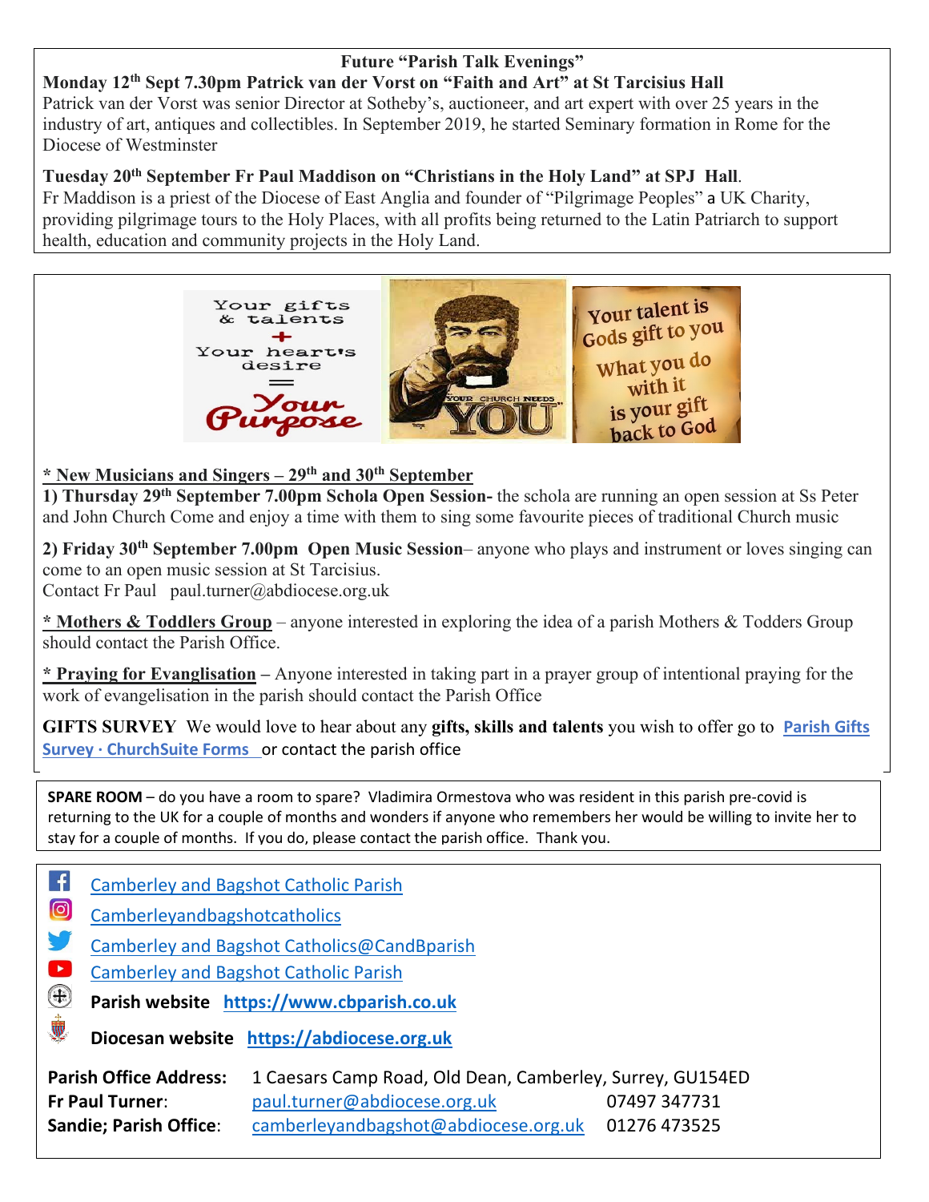**Future "Parish Talk Evenings"**

**Monday 12th Sept 7.30pm Patrick van der Vorst on "Faith and Art" at St Tarcisius Hall**
Patrick van der Vorst was senior Director at Sotheby's, auctioneer, and art expert with over 25 years in the industry of art, antiques and collectibles. In September 2019, he started Seminary formation in Rome for the Diocese of Westminster

**Tuesday 20th September Fr Paul Maddison on "Christians in the Holy Land" at SPJ Hall**.
Fr Maddison is a priest of the Diocese of East Anglia and founder of "Pilgrimage Peoples" a UK Charity, providing pilgrimage tours to the Holy Places, with all profits being returned to the Latin Patriarch to support health, education and community projects in the Holy Land.

Your gifts & talents + Your heart's desire = Your Purpose

YOUR CHURCH NEEDS YOU

Your talent is Gods gift to you What you do with it is your gift back to God

**\* New Musicians and Singers – 29th and 30th September**

**1) Thursday 29th September 7.00pm Schola Open Session-** the schola are running an open session at Ss Peter and John Church Come and enjoy a time with them to sing some favourite pieces of traditional Church music

**2) Friday 30th September 7.00pm Open Music Session**– anyone who plays and instrument or loves singing can come to an open music session at St Tarcisius.
Contact Fr Paul paul.turner@abdiocese.org.uk

**\* Mothers & Toddlers Group** – anyone interested in exploring the idea of a parish Mothers & Todders Group should contact the Parish Office.

**\* Praying for Evanglisation** – Anyone interested in taking part in a prayer group of intentional praying for the work of evangelisation in the parish should contact the Parish Office

**GIFTS SURVEY** We would love to hear about any **gifts, skills and talents** you wish to offer go to **Parish Gifts Survey · ChurchSuite Forms** or contact the parish office

**SPARE ROOM** – do you have a room to spare? Vladimira Ormestova who was resident in this parish pre-covid is returning to the UK for a couple of months and wonders if anyone who remembers her would be willing to invite her to stay for a couple of months. If you do, please contact the parish office. Thank you.

Camberley and Bagshot Catholic Parish
Camberleyandbagshotcatholics
Camberley and Bagshot Catholics@CandBparish
Camberley and Bagshot Catholic Parish
**Parish website https://www.cbparish.co.uk**
**Diocesan website https://abdiocese.org.uk**

| | | |
|---|---|---|
| **Parish Office Address:** | 1 Caesars Camp Road, Old Dean, Camberley, Surrey, GU154ED | |
| **Fr Paul Turner**: | paul.turner@abdiocese.org.uk | 07497 347731 |
| **Sandie; Parish Office**: | camberleyandbagshot@abdiocese.org.uk | 01276 473525 |